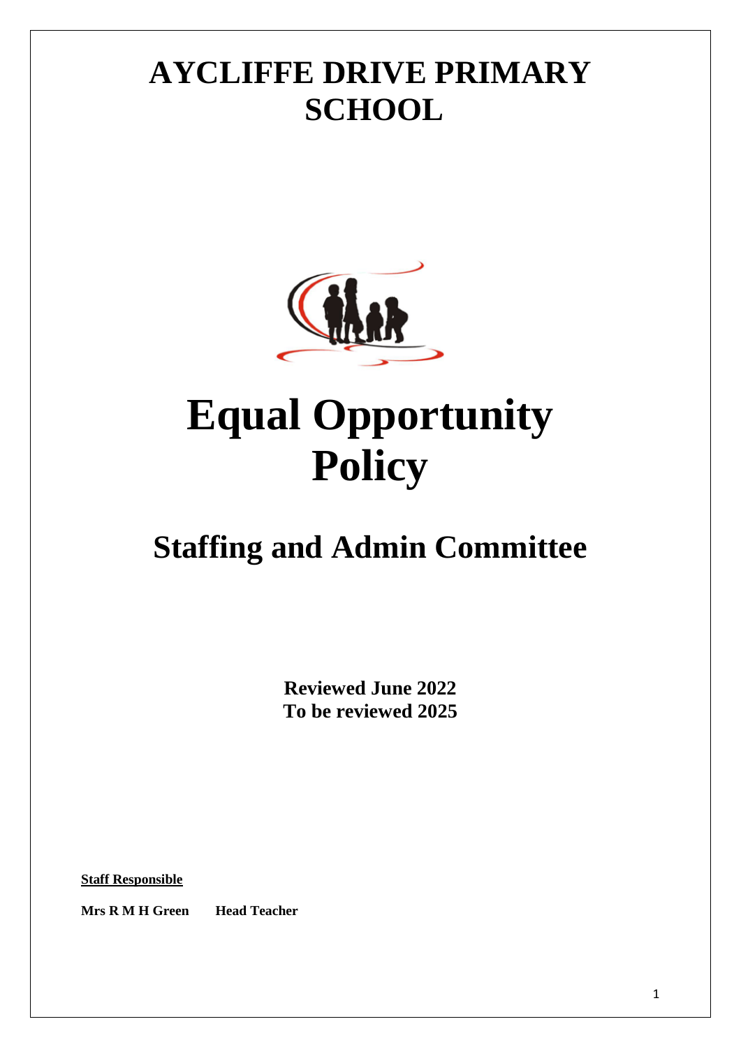# AYCLIFFE DRIVE PRIMARY SCHOOL

# Equal Opportunity Policy

## Staffing and Admin Committee

**Reviewed June 2022**
**To be reviewed 2025**

**Staff Responsible**

**Mrs R M H Green Head Teacher**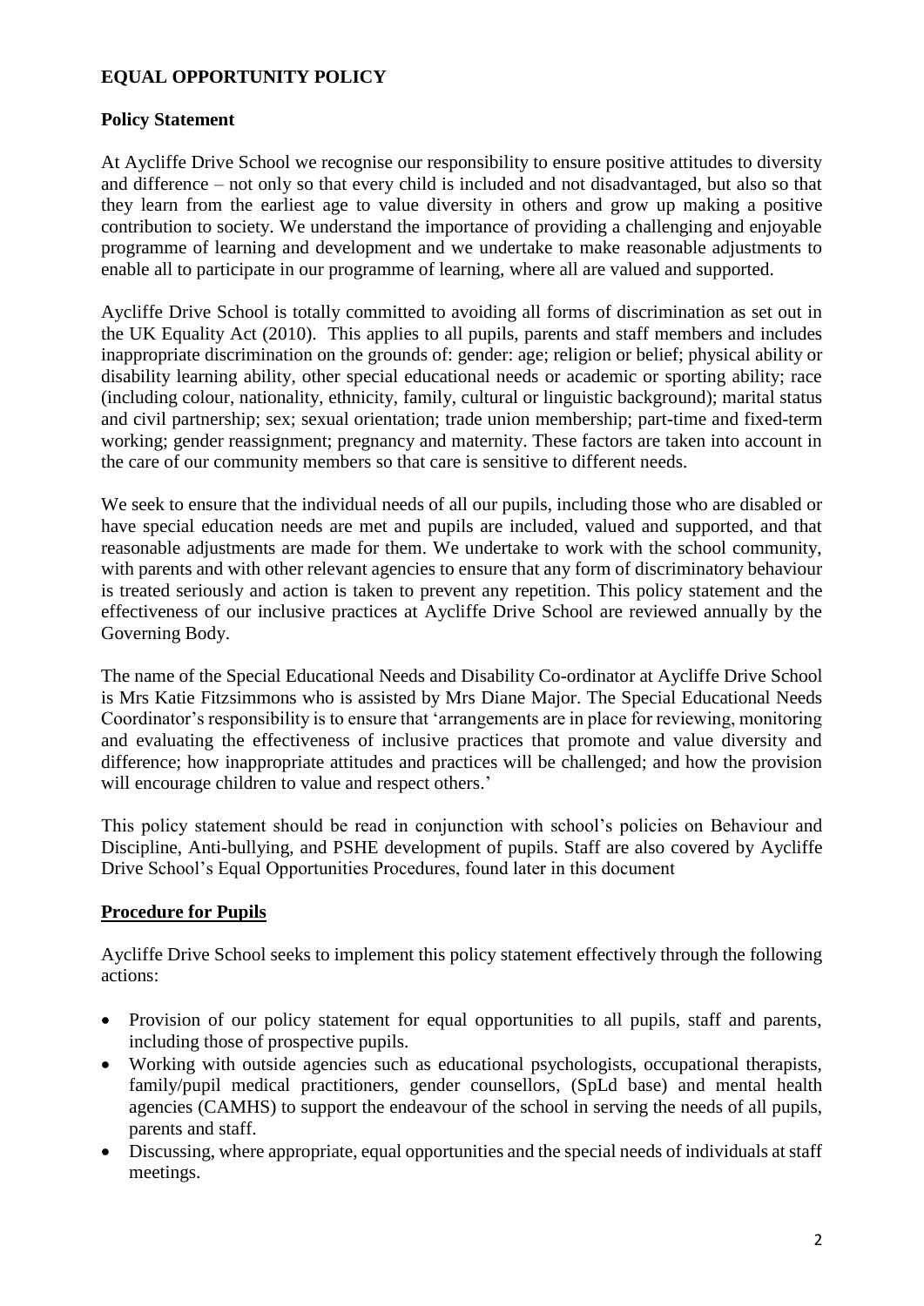# EQUAL OPPORTUNITY POLICY

## Policy Statement

At Aycliffe Drive School we recognise our responsibility to ensure positive attitudes to diversity and difference – not only so that every child is included and not disadvantaged, but also so that they learn from the earliest age to value diversity in others and grow up making a positive contribution to society. We understand the importance of providing a challenging and enjoyable programme of learning and development and we undertake to make reasonable adjustments to enable all to participate in our programme of learning, where all are valued and supported.

Aycliffe Drive School is totally committed to avoiding all forms of discrimination as set out in the UK Equality Act (2010). This applies to all pupils, parents and staff members and includes inappropriate discrimination on the grounds of: gender: age; religion or belief; physical ability or disability learning ability, other special educational needs or academic or sporting ability; race (including colour, nationality, ethnicity, family, cultural or linguistic background); marital status and civil partnership; sex; sexual orientation; trade union membership; part-time and fixed-term working; gender reassignment; pregnancy and maternity. These factors are taken into account in the care of our community members so that care is sensitive to different needs.

We seek to ensure that the individual needs of all our pupils, including those who are disabled or have special education needs are met and pupils are included, valued and supported, and that reasonable adjustments are made for them. We undertake to work with the school community, with parents and with other relevant agencies to ensure that any form of discriminatory behaviour is treated seriously and action is taken to prevent any repetition. This policy statement and the effectiveness of our inclusive practices at Aycliffe Drive School are reviewed annually by the Governing Body.

The name of the Special Educational Needs and Disability Co-ordinator at Aycliffe Drive School is Mrs Katie Fitzsimmons who is assisted by Mrs Diane Major. The Special Educational Needs Coordinator's responsibility is to ensure that 'arrangements are in place for reviewing, monitoring and evaluating the effectiveness of inclusive practices that promote and value diversity and difference; how inappropriate attitudes and practices will be challenged; and how the provision will encourage children to value and respect others.'

This policy statement should be read in conjunction with school's policies on Behaviour and Discipline, Anti-bullying, and PSHE development of pupils. Staff are also covered by Aycliffe Drive School's Equal Opportunities Procedures, found later in this document

## Procedure for Pupils

Aycliffe Drive School seeks to implement this policy statement effectively through the following actions:

- Provision of our policy statement for equal opportunities to all pupils, staff and parents, including those of prospective pupils.
- Working with outside agencies such as educational psychologists, occupational therapists, family/pupil medical practitioners, gender counsellors, (SpLd base) and mental health agencies (CAMHS) to support the endeavour of the school in serving the needs of all pupils, parents and staff.
- Discussing, where appropriate, equal opportunities and the special needs of individuals at staff meetings.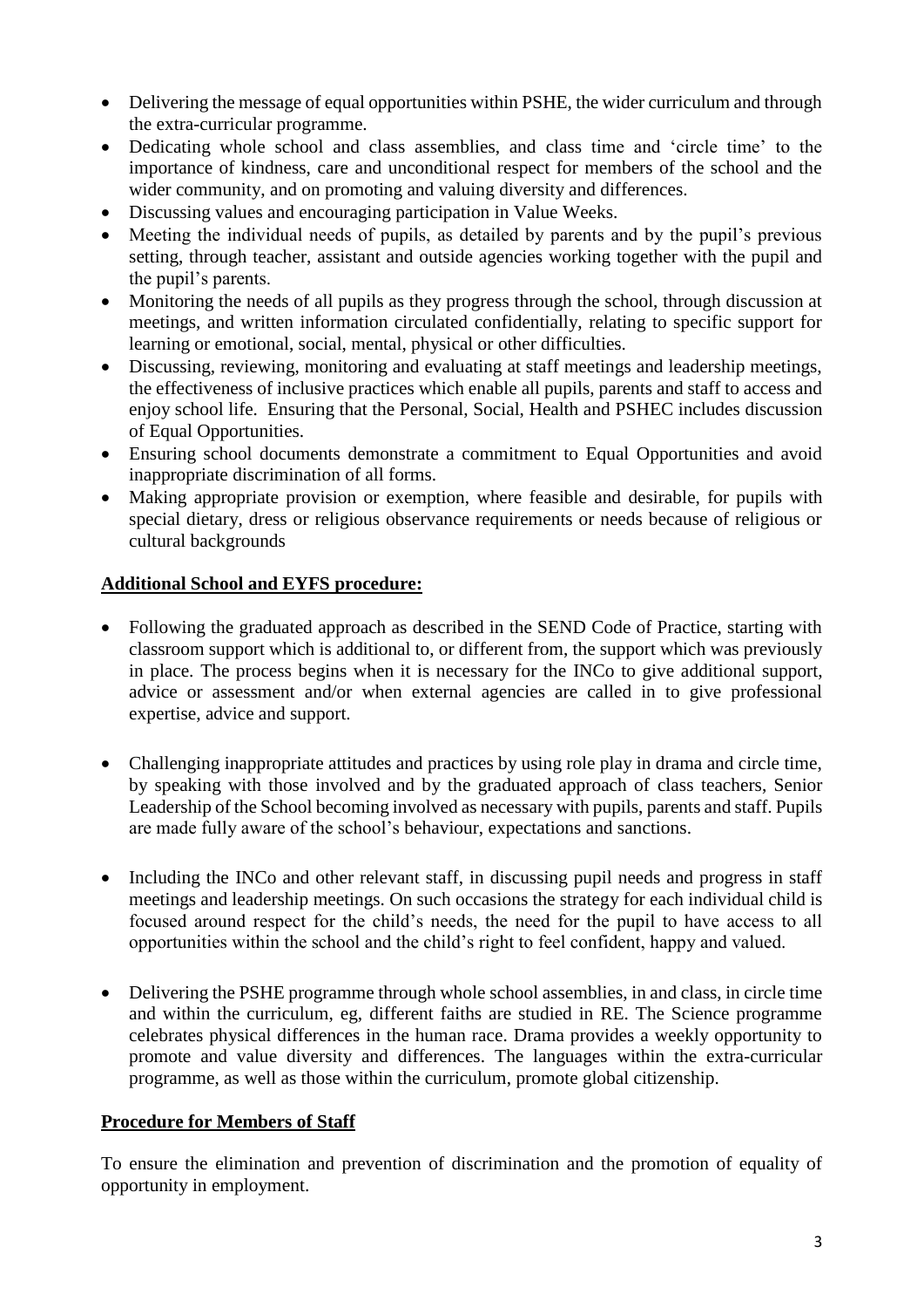- Delivering the message of equal opportunities within PSHE, the wider curriculum and through the extra-curricular programme.
- Dedicating whole school and class assemblies, and class time and 'circle time' to the importance of kindness, care and unconditional respect for members of the school and the wider community, and on promoting and valuing diversity and differences.
- Discussing values and encouraging participation in Value Weeks.
- Meeting the individual needs of pupils, as detailed by parents and by the pupil's previous setting, through teacher, assistant and outside agencies working together with the pupil and the pupil's parents.
- Monitoring the needs of all pupils as they progress through the school, through discussion at meetings, and written information circulated confidentially, relating to specific support for learning or emotional, social, mental, physical or other difficulties.
- Discussing, reviewing, monitoring and evaluating at staff meetings and leadership meetings, the effectiveness of inclusive practices which enable all pupils, parents and staff to access and enjoy school life. Ensuring that the Personal, Social, Health and PSHEC includes discussion of Equal Opportunities.
- Ensuring school documents demonstrate a commitment to Equal Opportunities and avoid inappropriate discrimination of all forms.
- Making appropriate provision or exemption, where feasible and desirable, for pupils with special dietary, dress or religious observance requirements or needs because of religious or cultural backgrounds

**Additional School and EYFS procedure:**

- Following the graduated approach as described in the SEND Code of Practice, starting with classroom support which is additional to, or different from, the support which was previously in place. The process begins when it is necessary for the INCo to give additional support, advice or assessment and/or when external agencies are called in to give professional expertise, advice and support.

- Challenging inappropriate attitudes and practices by using role play in drama and circle time, by speaking with those involved and by the graduated approach of class teachers, Senior Leadership of the School becoming involved as necessary with pupils, parents and staff. Pupils are made fully aware of the school's behaviour, expectations and sanctions.

- Including the INCo and other relevant staff, in discussing pupil needs and progress in staff meetings and leadership meetings. On such occasions the strategy for each individual child is focused around respect for the child's needs, the need for the pupil to have access to all opportunities within the school and the child's right to feel confident, happy and valued.

- Delivering the PSHE programme through whole school assemblies, in and class, in circle time and within the curriculum, eg, different faiths are studied in RE. The Science programme celebrates physical differences in the human race. Drama provides a weekly opportunity to promote and value diversity and differences. The languages within the extra-curricular programme, as well as those within the curriculum, promote global citizenship.

**Procedure for Members of Staff**

To ensure the elimination and prevention of discrimination and the promotion of equality of opportunity in employment.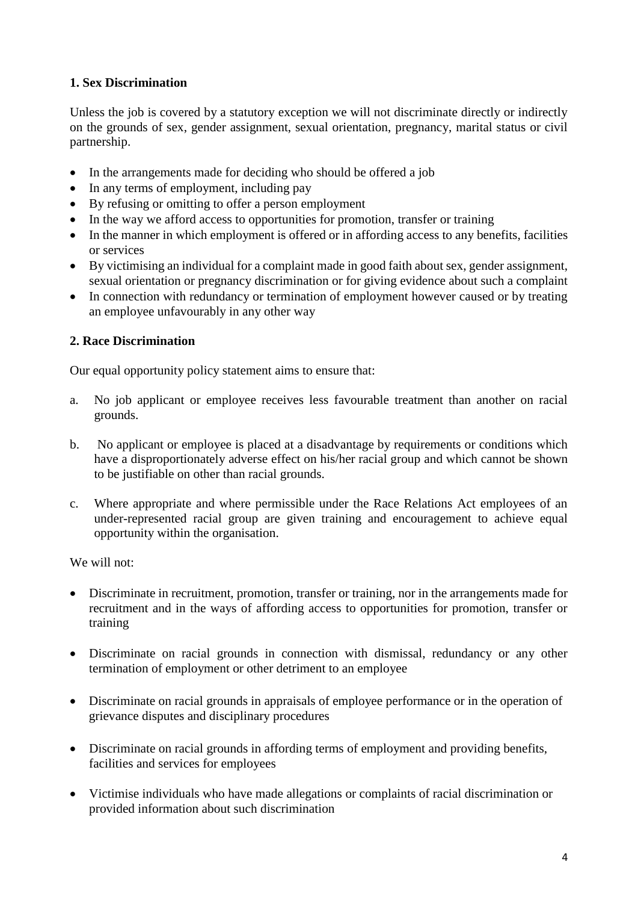### 1. Sex Discrimination

Unless the job is covered by a statutory exception we will not discriminate directly or indirectly on the grounds of sex, gender assignment, sexual orientation, pregnancy, marital status or civil partnership.

- In the arrangements made for deciding who should be offered a job
- In any terms of employment, including pay
- By refusing or omitting to offer a person employment
- In the way we afford access to opportunities for promotion, transfer or training
- In the manner in which employment is offered or in affording access to any benefits, facilities or services
- By victimising an individual for a complaint made in good faith about sex, gender assignment, sexual orientation or pregnancy discrimination or for giving evidence about such a complaint
- In connection with redundancy or termination of employment however caused or by treating an employee unfavourably in any other way

### 2. Race Discrimination

Our equal opportunity policy statement aims to ensure that:

a. No job applicant or employee receives less favourable treatment than another on racial grounds.

b. No applicant or employee is placed at a disadvantage by requirements or conditions which have a disproportionately adverse effect on his/her racial group and which cannot be shown to be justifiable on other than racial grounds.

c. Where appropriate and where permissible under the Race Relations Act employees of an under-represented racial group are given training and encouragement to achieve equal opportunity within the organisation.

We will not:

- Discriminate in recruitment, promotion, transfer or training, nor in the arrangements made for recruitment and in the ways of affording access to opportunities for promotion, transfer or training

- Discriminate on racial grounds in connection with dismissal, redundancy or any other termination of employment or other detriment to an employee

- Discriminate on racial grounds in appraisals of employee performance or in the operation of grievance disputes and disciplinary procedures

- Discriminate on racial grounds in affording terms of employment and providing benefits, facilities and services for employees

- Victimise individuals who have made allegations or complaints of racial discrimination or provided information about such discrimination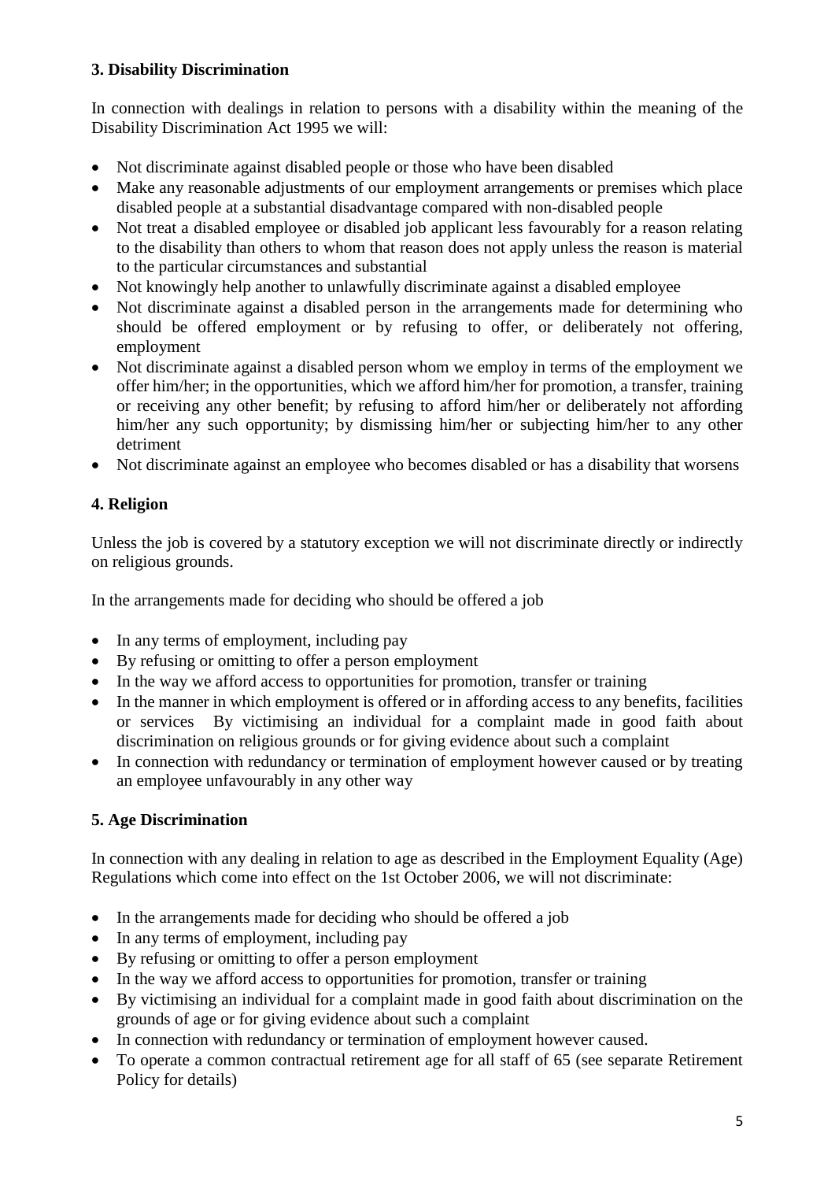### 3. Disability Discrimination

In connection with dealings in relation to persons with a disability within the meaning of the Disability Discrimination Act 1995 we will:

- Not discriminate against disabled people or those who have been disabled
- Make any reasonable adjustments of our employment arrangements or premises which place disabled people at a substantial disadvantage compared with non-disabled people
- Not treat a disabled employee or disabled job applicant less favourably for a reason relating to the disability than others to whom that reason does not apply unless the reason is material to the particular circumstances and substantial
- Not knowingly help another to unlawfully discriminate against a disabled employee
- Not discriminate against a disabled person in the arrangements made for determining who should be offered employment or by refusing to offer, or deliberately not offering, employment
- Not discriminate against a disabled person whom we employ in terms of the employment we offer him/her; in the opportunities, which we afford him/her for promotion, a transfer, training or receiving any other benefit; by refusing to afford him/her or deliberately not affording him/her any such opportunity; by dismissing him/her or subjecting him/her to any other detriment
- Not discriminate against an employee who becomes disabled or has a disability that worsens

### 4. Religion

Unless the job is covered by a statutory exception we will not discriminate directly or indirectly on religious grounds.

In the arrangements made for deciding who should be offered a job

- In any terms of employment, including pay
- By refusing or omitting to offer a person employment
- In the way we afford access to opportunities for promotion, transfer or training
- In the manner in which employment is offered or in affording access to any benefits, facilities or services By victimising an individual for a complaint made in good faith about discrimination on religious grounds or for giving evidence about such a complaint
- In connection with redundancy or termination of employment however caused or by treating an employee unfavourably in any other way

### 5. Age Discrimination

In connection with any dealing in relation to age as described in the Employment Equality (Age) Regulations which come into effect on the 1st October 2006, we will not discriminate:

- In the arrangements made for deciding who should be offered a job
- In any terms of employment, including pay
- By refusing or omitting to offer a person employment
- In the way we afford access to opportunities for promotion, transfer or training
- By victimising an individual for a complaint made in good faith about discrimination on the grounds of age or for giving evidence about such a complaint
- In connection with redundancy or termination of employment however caused.
- To operate a common contractual retirement age for all staff of 65 (see separate Retirement Policy for details)